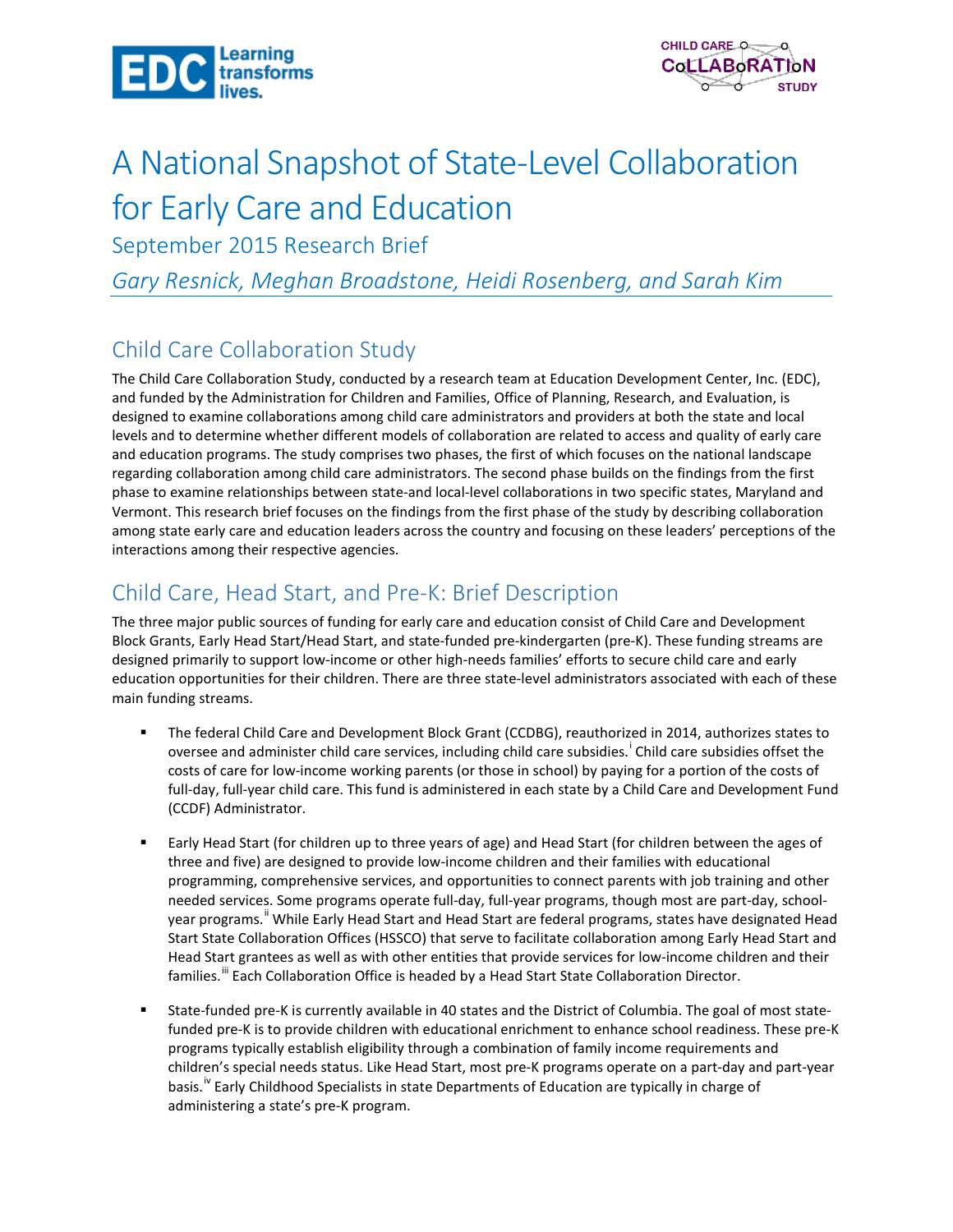# A National Snapshot of State-Level Collaboration for Early Care and Education

September 2015 Research Brief

*Gary Resnick, Meghan Broadstone, Heidi Rosenberg, and Sarah Kim*

## Child Care Collaboration Study

The Child Care Collaboration Study, conducted by a research team at Education Development Center, Inc. (EDC), and funded by the Administration for Children and Families, Office of Planning, Research, and Evaluation, is designed to examine collaborations among child care administrators and providers at both the state and local levels and to determine whether different models of collaboration are related to access and quality of early care and education programs. The study comprises two phases, the first of which focuses on the national landscape regarding collaboration among child care administrators. The second phase builds on the findings from the first phase to examine relationships between state-and local-level collaborations in two specific states, Maryland and Vermont. This research brief focuses on the findings from the first phase of the study by describing collaboration among state early care and education leaders across the country and focusing on these leaders' perceptions of the interactions among their respective agencies.

## Child Care, Head Start, and Pre-K: Brief Description

The three major public sources of funding for early care and education consist of Child Care and Development Block Grants, Early Head Start/Head Start, and state-funded pre-kindergarten (pre-K). These funding streams are designed primarily to support low-income or other high-needs families' efforts to secure child care and early education opportunities for their children. There are three state-level administrators associated with each of these main funding streams.

- The federal Child Care and Development Block Grant (CCDBG), reauthorized in 2014, authorizes states to oversee and administer child care services, including child care subsidies.[i] Child care subsidies offset the costs of care for low-income working parents (or those in school) by paying for a portion of the costs of full-day, full-year child care. This fund is administered in each state by a Child Care and Development Fund (CCDF) Administrator.

- Early Head Start (for children up to three years of age) and Head Start (for children between the ages of three and five) are designed to provide low-income children and their families with educational programming, comprehensive services, and opportunities to connect parents with job training and other needed services. Some programs operate full-day, full-year programs, though most are part-day, school-year programs.[ii] While Early Head Start and Head Start are federal programs, states have designated Head Start State Collaboration Offices (HSSCO) that serve to facilitate collaboration among Early Head Start and Head Start grantees as well as with other entities that provide services for low-income children and their families.[iii] Each Collaboration Office is headed by a Head Start State Collaboration Director.

- State-funded pre-K is currently available in 40 states and the District of Columbia. The goal of most state-funded pre-K is to provide children with educational enrichment to enhance school readiness. These pre-K programs typically establish eligibility through a combination of family income requirements and children's special needs status. Like Head Start, most pre-K programs operate on a part-day and part-year basis.[iv] Early Childhood Specialists in state Departments of Education are typically in charge of administering a state's pre-K program.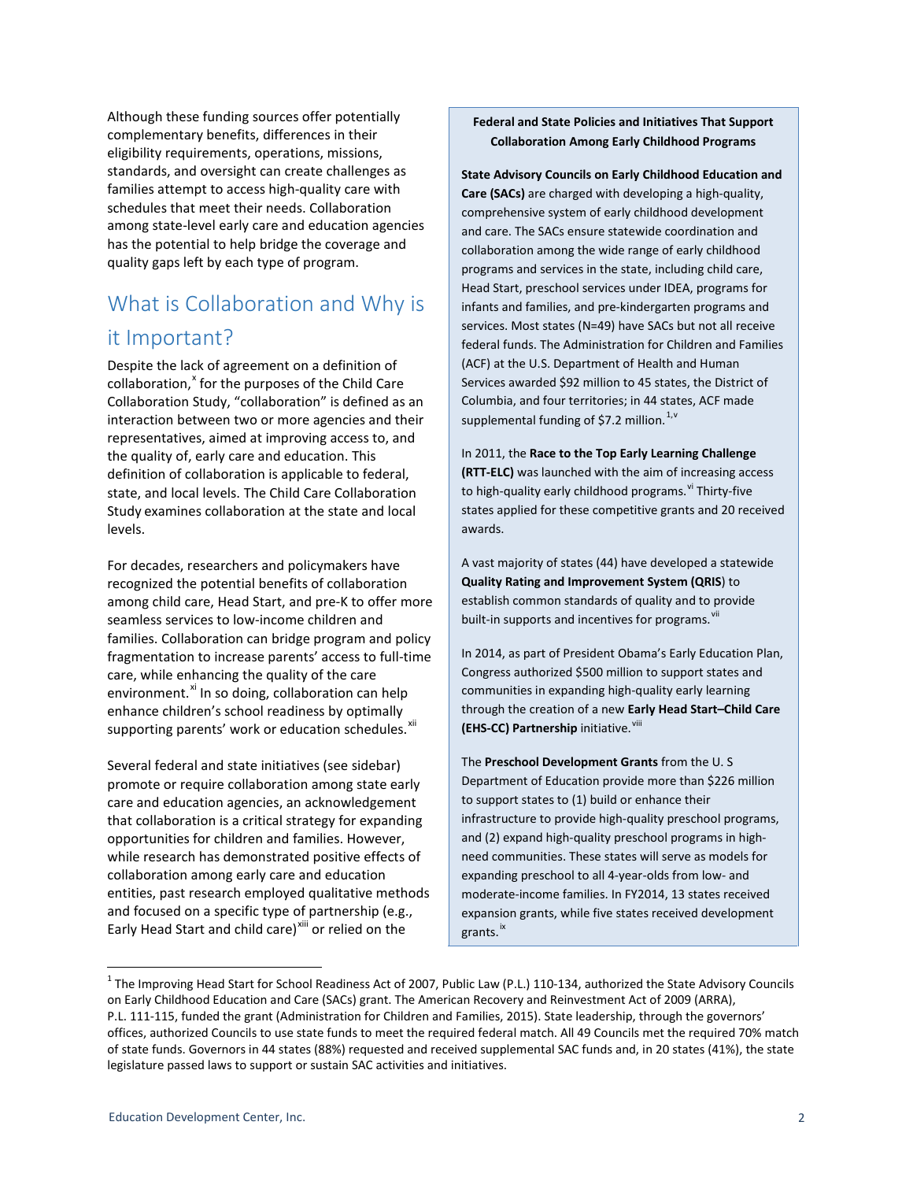Although these funding sources offer potentially complementary benefits, differences in their eligibility requirements, operations, missions, standards, and oversight can create challenges as families attempt to access high-quality care with schedules that meet their needs. Collaboration among state-level early care and education agencies has the potential to help bridge the coverage and quality gaps left by each type of program.

## What is Collaboration and Why is it Important?

Despite the lack of agreement on a definition of collaboration,[x] for the purposes of the Child Care Collaboration Study, "collaboration" is defined as an interaction between two or more agencies and their representatives, aimed at improving access to, and the quality of, early care and education. This definition of collaboration is applicable to federal, state, and local levels. The Child Care Collaboration Study examines collaboration at the state and local levels.

For decades, researchers and policymakers have recognized the potential benefits of collaboration among child care, Head Start, and pre-K to offer more seamless services to low-income children and families. Collaboration can bridge program and policy fragmentation to increase parents' access to full-time care, while enhancing the quality of the care environment.[xi] In so doing, collaboration can help enhance children's school readiness by optimally supporting parents' work or education schedules.[xii]

Several federal and state initiatives (see sidebar) promote or require collaboration among state early care and education agencies, an acknowledgement that collaboration is a critical strategy for expanding opportunities for children and families. However, while research has demonstrated positive effects of collaboration among early care and education entities, past research employed qualitative methods and focused on a specific type of partnership (e.g., Early Head Start and child care)[xiii] or relied on the

**Federal and State Policies and Initiatives That Support Collaboration Among Early Childhood Programs**

**State Advisory Councils on Early Childhood Education and Care (SACs)** are charged with developing a high-quality, comprehensive system of early childhood development and care. The SACs ensure statewide coordination and collaboration among the wide range of early childhood programs and services in the state, including child care, Head Start, preschool services under IDEA, programs for infants and families, and pre-kindergarten programs and services. Most states (N=49) have SACs but not all receive federal funds. The Administration for Children and Families (ACF) at the U.S. Department of Health and Human Services awarded $92 million to 45 states, the District of Columbia, and four territories; in 44 states, ACF made supplemental funding of $7.2 million.[1,v]

In 2011, the **Race to the Top Early Learning Challenge (RTT-ELC)** was launched with the aim of increasing access to high-quality early childhood programs.[vi] Thirty-five states applied for these competitive grants and 20 received awards.

A vast majority of states (44) have developed a statewide **Quality Rating and Improvement System (QRIS**) to establish common standards of quality and to provide built-in supports and incentives for programs.[vii]

In 2014, as part of President Obama's Early Education Plan, Congress authorized $500 million to support states and communities in expanding high-quality early learning through the creation of a new **Early Head Start–Child Care (EHS-CC) Partnership** initiative.[viii]

The **Preschool Development Grants** from the U. S Department of Education provide more than $226 million to support states to (1) build or enhance their infrastructure to provide high-quality preschool programs, and (2) expand high-quality preschool programs in high-need communities. These states will serve as models for expanding preschool to all 4-year-olds from low- and moderate-income families. In FY2014, 13 states received expansion grants, while five states received development grants.[ix]

[1] The Improving Head Start for School Readiness Act of 2007, Public Law (P.L.) 110-134, authorized the State Advisory Councils on Early Childhood Education and Care (SACs) grant. The American Recovery and Reinvestment Act of 2009 (ARRA), P.L. 111-115, funded the grant (Administration for Children and Families, 2015). State leadership, through the governors' offices, authorized Councils to use state funds to meet the required federal match. All 49 Councils met the required 70% match of state funds. Governors in 44 states (88%) requested and received supplemental SAC funds and, in 20 states (41%), the state legislature passed laws to support or sustain SAC activities and initiatives.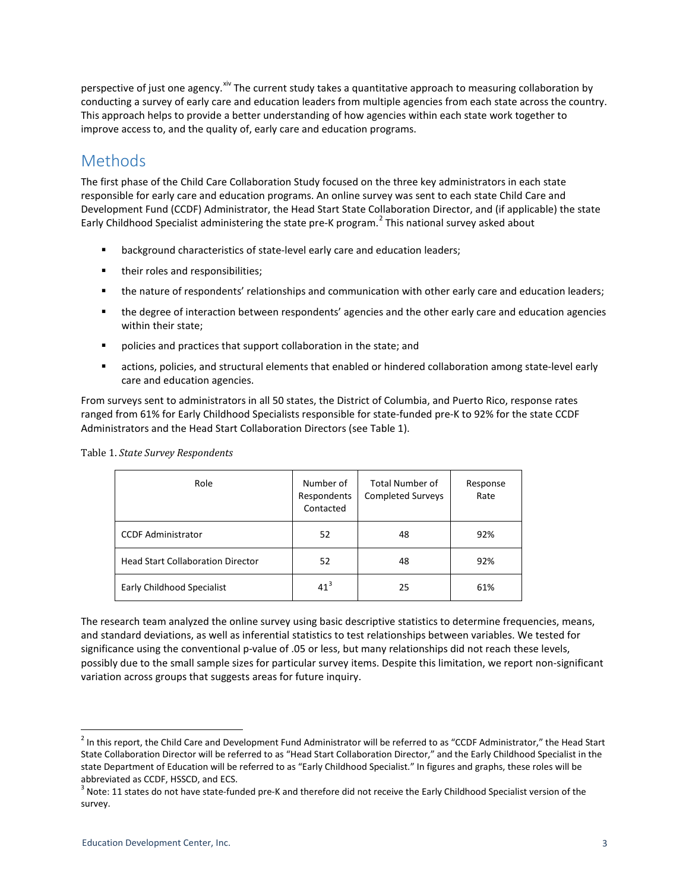perspective of just one agency.[xiv] The current study takes a quantitative approach to measuring collaboration by conducting a survey of early care and education leaders from multiple agencies from each state across the country. This approach helps to provide a better understanding of how agencies within each state work together to improve access to, and the quality of, early care and education programs.

## Methods

The first phase of the Child Care Collaboration Study focused on the three key administrators in each state responsible for early care and education programs. An online survey was sent to each state Child Care and Development Fund (CCDF) Administrator, the Head Start State Collaboration Director, and (if applicable) the state Early Childhood Specialist administering the state pre-K program.[2] This national survey asked about

- background characteristics of state-level early care and education leaders;
- their roles and responsibilities;
- the nature of respondents' relationships and communication with other early care and education leaders;
- the degree of interaction between respondents' agencies and the other early care and education agencies within their state;
- policies and practices that support collaboration in the state; and
- actions, policies, and structural elements that enabled or hindered collaboration among state-level early care and education agencies.

From surveys sent to administrators in all 50 states, the District of Columbia, and Puerto Rico, response rates ranged from 61% for Early Childhood Specialists responsible for state-funded pre-K to 92% for the state CCDF Administrators and the Head Start Collaboration Directors (see Table 1).

Table 1. *State Survey Respondents*

| Role | Number of Respondents Contacted | Total Number of Completed Surveys | Response Rate |
|---|---|---|---|
| CCDF Administrator | 52 | 48 | 92% |
| Head Start Collaboration Director | 52 | 48 | 92% |
| Early Childhood Specialist | 41[3] | 25 | 61% |

The research team analyzed the online survey using basic descriptive statistics to determine frequencies, means, and standard deviations, as well as inferential statistics to test relationships between variables. We tested for significance using the conventional p-value of .05 or less, but many relationships did not reach these levels, possibly due to the small sample sizes for particular survey items. Despite this limitation, we report non-significant variation across groups that suggests areas for future inquiry.

---

[2] In this report, the Child Care and Development Fund Administrator will be referred to as "CCDF Administrator," the Head Start State Collaboration Director will be referred to as "Head Start Collaboration Director," and the Early Childhood Specialist in the state Department of Education will be referred to as "Early Childhood Specialist." In figures and graphs, these roles will be abbreviated as CCDF, HSSCD, and ECS.

[3] Note: 11 states do not have state-funded pre-K and therefore did not receive the Early Childhood Specialist version of the survey.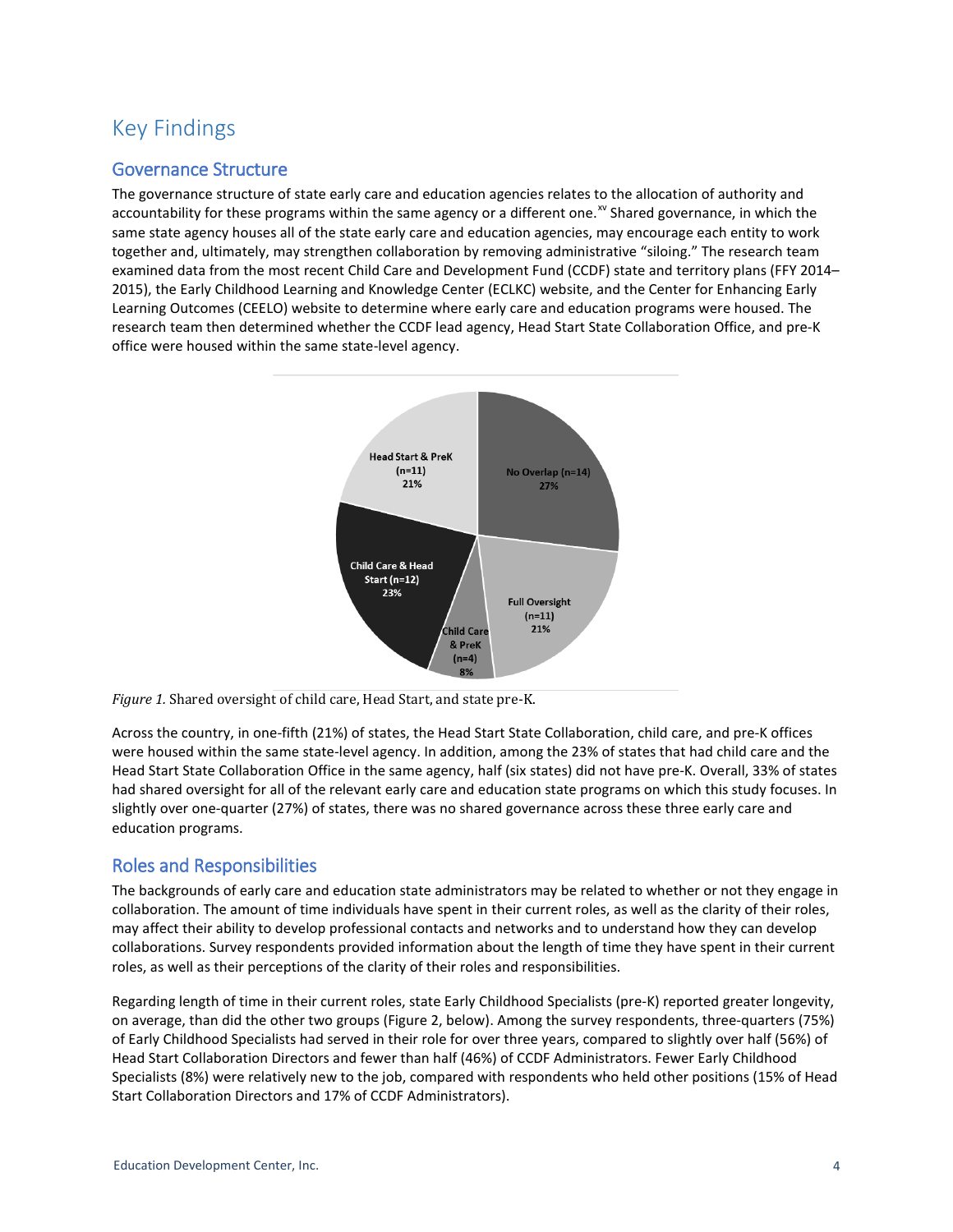# Key Findings

## Governance Structure

The governance structure of state early care and education agencies relates to the allocation of authority and accountability for these programs within the same agency or a different one.[xv] Shared governance, in which the same state agency houses all of the state early care and education agencies, may encourage each entity to work together and, ultimately, may strengthen collaboration by removing administrative "siloing." The research team examined data from the most recent Child Care and Development Fund (CCDF) state and territory plans (FFY 2014–2015), the Early Childhood Learning and Knowledge Center (ECLKC) website, and the Center for Enhancing Early Learning Outcomes (CEELO) website to determine where early care and education programs were housed. The research team then determined whether the CCDF lead agency, Head Start State Collaboration Office, and pre-K office were housed within the same state-level agency.

*Figure 1.* Shared oversight of child care, Head Start, and state pre-K.

Across the country, in one-fifth (21%) of states, the Head Start State Collaboration, child care, and pre-K offices were housed within the same state-level agency. In addition, among the 23% of states that had child care and the Head Start State Collaboration Office in the same agency, half (six states) did not have pre-K. Overall, 33% of states had shared oversight for all of the relevant early care and education state programs on which this study focuses. In slightly over one-quarter (27%) of states, there was no shared governance across these three early care and education programs.

## Roles and Responsibilities

The backgrounds of early care and education state administrators may be related to whether or not they engage in collaboration. The amount of time individuals have spent in their current roles, as well as the clarity of their roles, may affect their ability to develop professional contacts and networks and to understand how they can develop collaborations. Survey respondents provided information about the length of time they have spent in their current roles, as well as their perceptions of the clarity of their roles and responsibilities.

Regarding length of time in their current roles, state Early Childhood Specialists (pre-K) reported greater longevity, on average, than did the other two groups (Figure 2, below). Among the survey respondents, three-quarters (75%) of Early Childhood Specialists had served in their role for over three years, compared to slightly over half (56%) of Head Start Collaboration Directors and fewer than half (46%) of CCDF Administrators. Fewer Early Childhood Specialists (8%) were relatively new to the job, compared with respondents who held other positions (15% of Head Start Collaboration Directors and 17% of CCDF Administrators).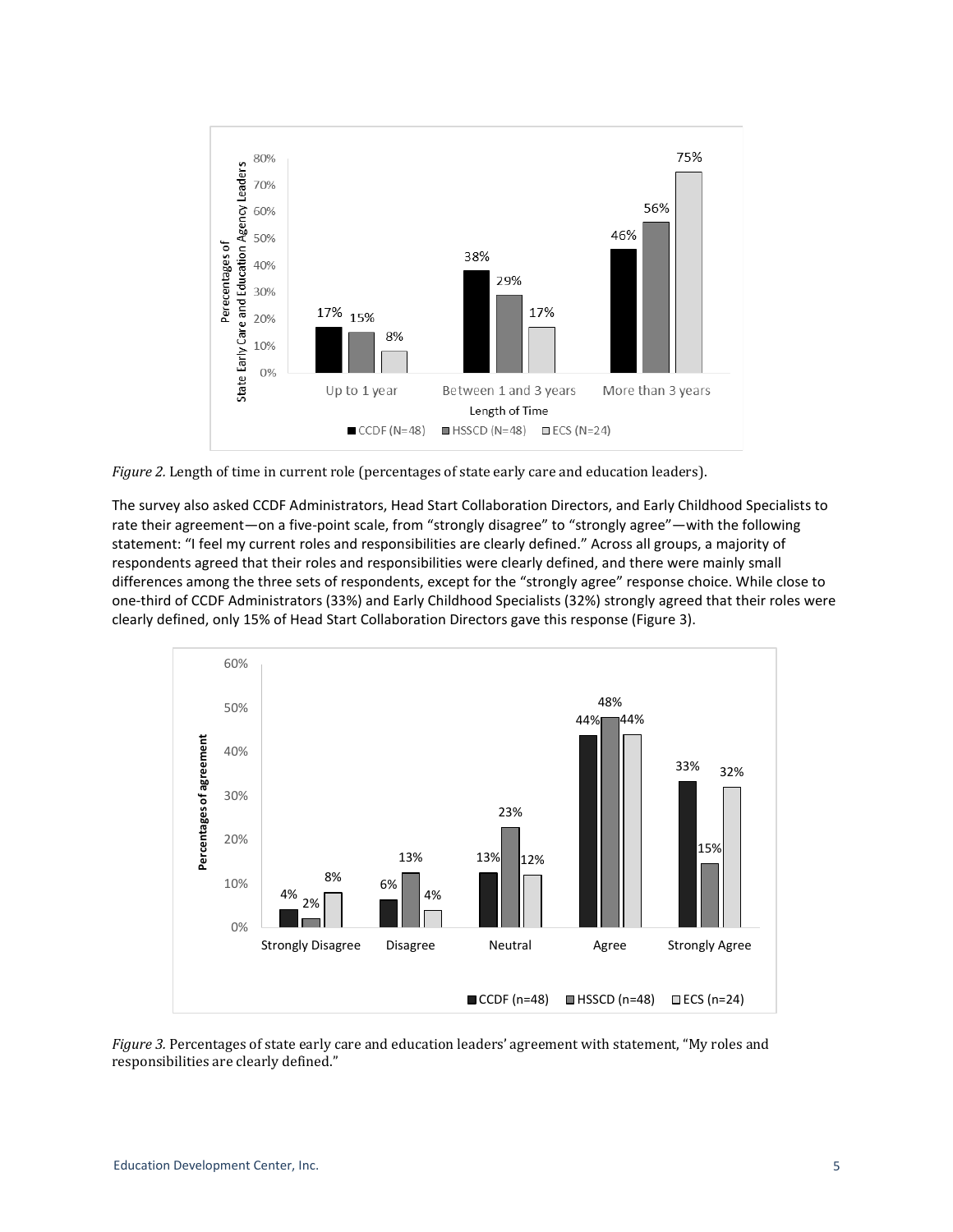*Figure 2.* Length of time in current role (percentages of state early care and education leaders).

The survey also asked CCDF Administrators, Head Start Collaboration Directors, and Early Childhood Specialists to rate their agreement—on a five-point scale, from "strongly disagree" to "strongly agree"—with the following statement: "I feel my current roles and responsibilities are clearly defined." Across all groups, a majority of respondents agreed that their roles and responsibilities were clearly defined, and there were mainly small differences among the three sets of respondents, except for the "strongly agree" response choice. While close to one-third of CCDF Administrators (33%) and Early Childhood Specialists (32%) strongly agreed that their roles were clearly defined, only 15% of Head Start Collaboration Directors gave this response (Figure 3).

*Figure 3.* Percentages of state early care and education leaders' agreement with statement, "My roles and responsibilities are clearly defined."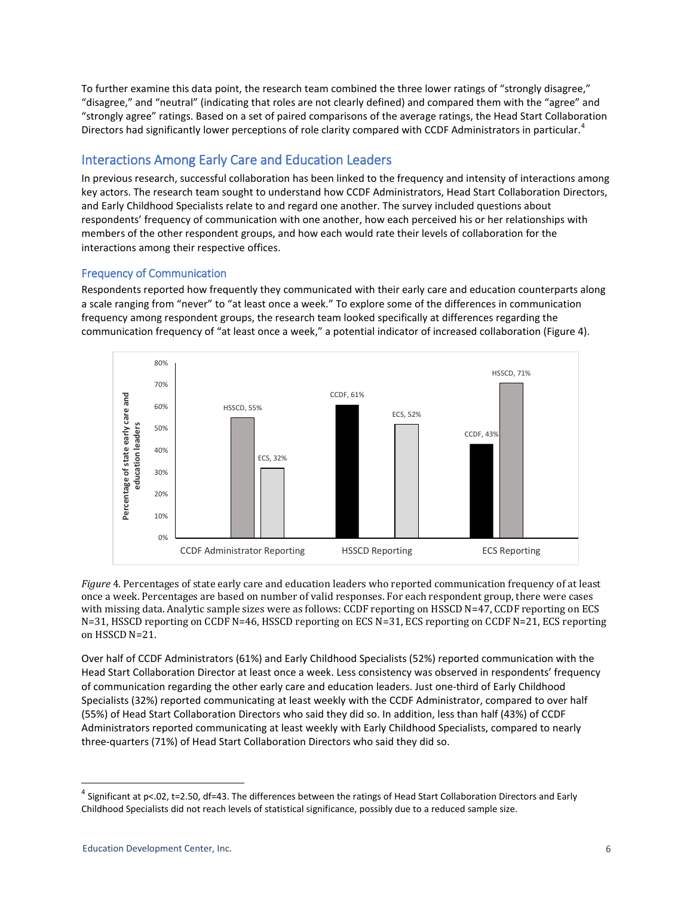To further examine this data point, the research team combined the three lower ratings of "strongly disagree," "disagree," and "neutral" (indicating that roles are not clearly defined) and compared them with the "agree" and "strongly agree" ratings. Based on a set of paired comparisons of the average ratings, the Head Start Collaboration Directors had significantly lower perceptions of role clarity compared with CCDF Administrators in particular.[4]

## Interactions Among Early Care and Education Leaders

In previous research, successful collaboration has been linked to the frequency and intensity of interactions among key actors. The research team sought to understand how CCDF Administrators, Head Start Collaboration Directors, and Early Childhood Specialists relate to and regard one another. The survey included questions about respondents' frequency of communication with one another, how each perceived his or her relationships with members of the other respondent groups, and how each would rate their levels of collaboration for the interactions among their respective offices.

### Frequency of Communication

Respondents reported how frequently they communicated with their early care and education counterparts along a scale ranging from "never" to "at least once a week." To explore some of the differences in communication frequency among respondent groups, the research team looked specifically at differences regarding the communication frequency of "at least once a week," a potential indicator of increased collaboration (Figure 4).

| Reporting group | CCDF | HSSCD | ECS |
|---|---|---|---|
| CCDF Administrator Reporting | | 55% | 32% |
| HSSCD Reporting | 61% | | 52% |
| ECS Reporting | 43% | 71% | |

*Figure 4.* Percentages of state early care and education leaders who reported communication frequency of at least once a week. Percentages are based on number of valid responses. For each respondent group, there were cases with missing data. Analytic sample sizes were as follows: CCDF reporting on HSSCD N=47, CCDF reporting on ECS N=31, HSSCD reporting on CCDF N=46, HSSCD reporting on ECS N=31, ECS reporting on CCDF N=21, ECS reporting on HSSCD N=21.

Over half of CCDF Administrators (61%) and Early Childhood Specialists (52%) reported communication with the Head Start Collaboration Director at least once a week. Less consistency was observed in respondents' frequency of communication regarding the other early care and education leaders. Just one-third of Early Childhood Specialists (32%) reported communicating at least weekly with the CCDF Administrator, compared to over half (55%) of Head Start Collaboration Directors who said they did so. In addition, less than half (43%) of CCDF Administrators reported communicating at least weekly with Early Childhood Specialists, compared to nearly three-quarters (71%) of Head Start Collaboration Directors who said they did so.

[4] Significant at $p<.02$, $t=2.50$, $df=43$. The differences between the ratings of Head Start Collaboration Directors and Early Childhood Specialists did not reach levels of statistical significance, possibly due to a reduced sample size.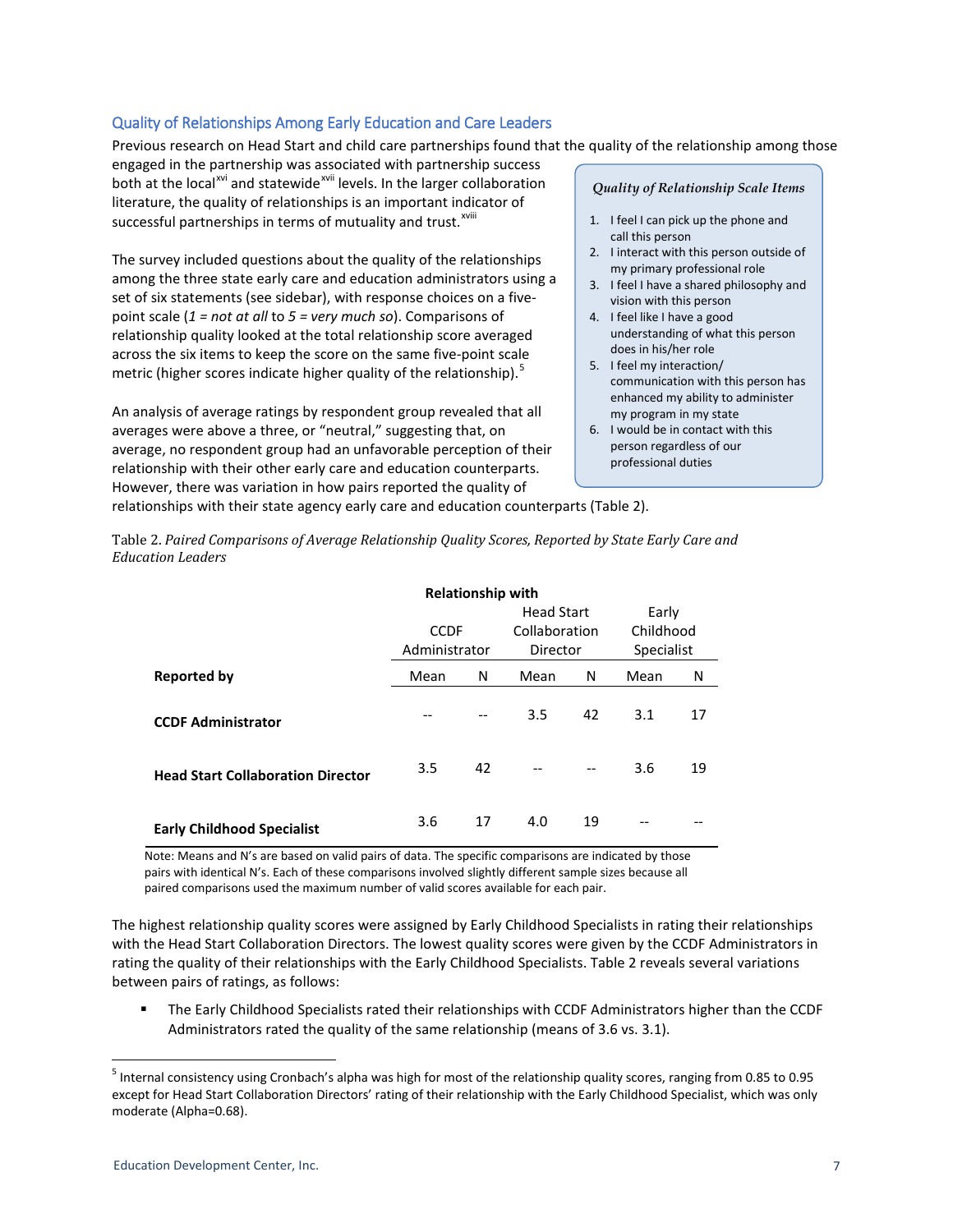### Quality of Relationships Among Early Education and Care Leaders

Previous research on Head Start and child care partnerships found that the quality of the relationship among those engaged in the partnership was associated with partnership success both at the local[xvi] and statewide[xvii] levels. In the larger collaboration literature, the quality of relationships is an important indicator of successful partnerships in terms of mutuality and trust.[xviii]

The survey included questions about the quality of the relationships among the three state early care and education administrators using a set of six statements (see sidebar), with response choices on a five-point scale (*1 = not at all* to *5 = very much so*). Comparisons of relationship quality looked at the total relationship score averaged across the six items to keep the score on the same five-point scale metric (higher scores indicate higher quality of the relationship).[5]

> ***Quality of Relationship Scale Items***
>
> 1. I feel I can pick up the phone and call this person
> 2. I interact with this person outside of my primary professional role
> 3. I feel I have a shared philosophy and vision with this person
> 4. I feel like I have a good understanding of what this person does in his/her role
> 5. I feel my interaction/ communication with this person has enhanced my ability to administer my program in my state
> 6. I would be in contact with this person regardless of our professional duties

An analysis of average ratings by respondent group revealed that all averages were above a three, or "neutral," suggesting that, on average, no respondent group had an unfavorable perception of their relationship with their other early care and education counterparts. However, there was variation in how pairs reported the quality of relationships with their state agency early care and education counterparts (Table 2).

Table 2. *Paired Comparisons of Average Relationship Quality Scores, Reported by State Early Care and Education Leaders*

| | Relationship with | | | | | |
|---|---|---|---|---|---|---|
| | CCDF Administrator | | Head Start Collaboration Director | | Early Childhood Specialist | |
| **Reported by** | Mean | N | Mean | N | Mean | N |
| **CCDF Administrator** | -- | -- | 3.5 | 42 | 3.1 | 17 |
| **Head Start Collaboration Director** | 3.5 | 42 | -- | -- | 3.6 | 19 |
| **Early Childhood Specialist** | 3.6 | 17 | 4.0 | 19 | -- | -- |

Note: Means and N's are based on valid pairs of data. The specific comparisons are indicated by those pairs with identical N's. Each of these comparisons involved slightly different sample sizes because all paired comparisons used the maximum number of valid scores available for each pair.

The highest relationship quality scores were assigned by Early Childhood Specialists in rating their relationships with the Head Start Collaboration Directors. The lowest quality scores were given by the CCDF Administrators in rating the quality of their relationships with the Early Childhood Specialists. Table 2 reveals several variations between pairs of ratings, as follows:

- The Early Childhood Specialists rated their relationships with CCDF Administrators higher than the CCDF Administrators rated the quality of the same relationship (means of 3.6 vs. 3.1).

---

[5] Internal consistency using Cronbach's alpha was high for most of the relationship quality scores, ranging from 0.85 to 0.95 except for Head Start Collaboration Directors' rating of their relationship with the Early Childhood Specialist, which was only moderate (Alpha=0.68).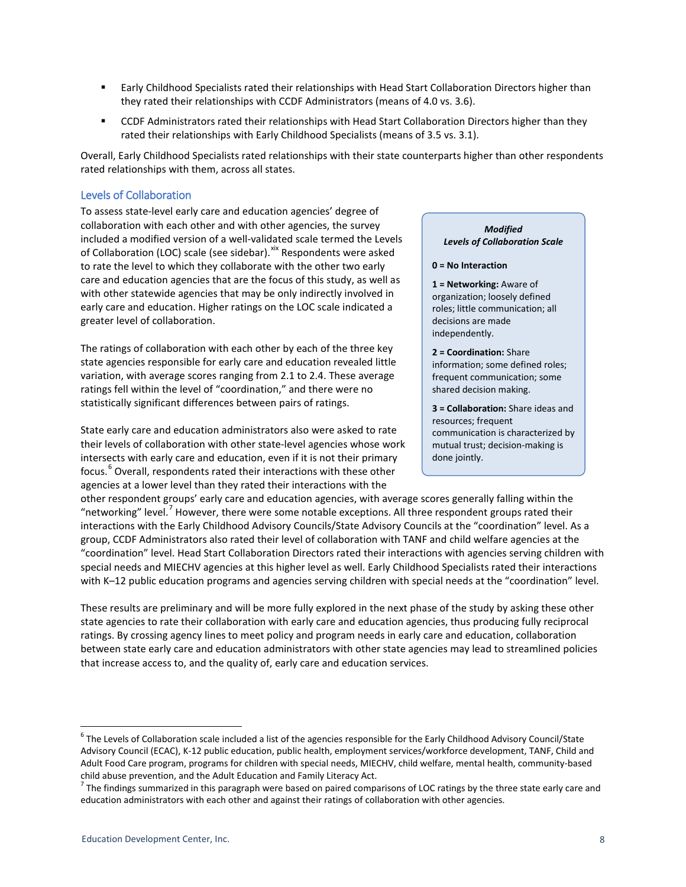- Early Childhood Specialists rated their relationships with Head Start Collaboration Directors higher than they rated their relationships with CCDF Administrators (means of 4.0 vs. 3.6).
- CCDF Administrators rated their relationships with Head Start Collaboration Directors higher than they rated their relationships with Early Childhood Specialists (means of 3.5 vs. 3.1).

Overall, Early Childhood Specialists rated relationships with their state counterparts higher than other respondents rated relationships with them, across all states.

## Levels of Collaboration

To assess state-level early care and education agencies' degree of collaboration with each other and with other agencies, the survey included a modified version of a well-validated scale termed the Levels of Collaboration (LOC) scale (see sidebar).[xix] Respondents were asked to rate the level to which they collaborate with the other two early care and education agencies that are the focus of this study, as well as with other statewide agencies that may be only indirectly involved in early care and education. Higher ratings on the LOC scale indicated a greater level of collaboration.

> ***Modified Levels of Collaboration Scale***
>
> **0 = No Interaction**
>
> **1 = Networking:** Aware of organization; loosely defined roles; little communication; all decisions are made independently.
>
> **2 = Coordination:** Share information; some defined roles; frequent communication; some shared decision making.
>
> **3 = Collaboration:** Share ideas and resources; frequent communication is characterized by mutual trust; decision-making is done jointly.

The ratings of collaboration with each other by each of the three key state agencies responsible for early care and education revealed little variation, with average scores ranging from 2.1 to 2.4. These average ratings fell within the level of "coordination," and there were no statistically significant differences between pairs of ratings.

State early care and education administrators also were asked to rate their levels of collaboration with other state-level agencies whose work intersects with early care and education, even if it is not their primary focus.[6] Overall, respondents rated their interactions with these other agencies at a lower level than they rated their interactions with the other respondent groups' early care and education agencies, with average scores generally falling within the "networking" level.[7] However, there were some notable exceptions. All three respondent groups rated their interactions with the Early Childhood Advisory Councils/State Advisory Councils at the "coordination" level. As a group, CCDF Administrators also rated their level of collaboration with TANF and child welfare agencies at the "coordination" level. Head Start Collaboration Directors rated their interactions with agencies serving children with special needs and MIECHV agencies at this higher level as well. Early Childhood Specialists rated their interactions with K–12 public education programs and agencies serving children with special needs at the "coordination" level.

These results are preliminary and will be more fully explored in the next phase of the study by asking these other state agencies to rate their collaboration with early care and education agencies, thus producing fully reciprocal ratings. By crossing agency lines to meet policy and program needs in early care and education, collaboration between state early care and education administrators with other state agencies may lead to streamlined policies that increase access to, and the quality of, early care and education services.

---

[6] The Levels of Collaboration scale included a list of the agencies responsible for the Early Childhood Advisory Council/State Advisory Council (ECAC), K-12 public education, public health, employment services/workforce development, TANF, Child and Adult Food Care program, programs for children with special needs, MIECHV, child welfare, mental health, community-based child abuse prevention, and the Adult Education and Family Literacy Act.

[7] The findings summarized in this paragraph were based on paired comparisons of LOC ratings by the three state early care and education administrators with each other and against their ratings of collaboration with other agencies.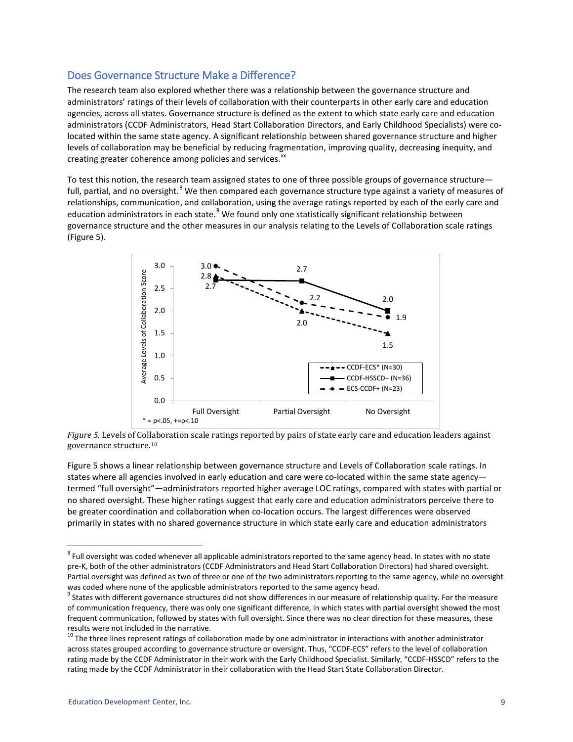## Does Governance Structure Make a Difference?

The research team also explored whether there was a relationship between the governance structure and administrators' ratings of their levels of collaboration with their counterparts in other early care and education agencies, across all states. Governance structure is defined as the extent to which state early care and education administrators (CCDF Administrators, Head Start Collaboration Directors, and Early Childhood Specialists) were co-located within the same state agency. A significant relationship between shared governance structure and higher levels of collaboration may be beneficial by reducing fragmentation, improving quality, decreasing inequity, and creating greater coherence among policies and services.[xx]

To test this notion, the research team assigned states to one of three possible groups of governance structure—full, partial, and no oversight.[8] We then compared each governance structure type against a variety of measures of relationships, communication, and collaboration, using the average ratings reported by each of the early care and education administrators in each state.[9] We found only one statistically significant relationship between governance structure and the other measures in our analysis relating to the Levels of Collaboration scale ratings (Figure 5).

*Figure 5.* Levels of Collaboration scale ratings reported by pairs of state early care and education leaders against governance structure.[10]

Figure 5 shows a linear relationship between governance structure and Levels of Collaboration scale ratings. In states where all agencies involved in early education and care were co-located within the same state agency—termed "full oversight"—administrators reported higher average LOC ratings, compared with states with partial or no shared oversight. These higher ratings suggest that early care and education administrators perceive there to be greater coordination and collaboration when co-location occurs. The largest differences were observed primarily in states with no shared governance structure in which state early care and education administrators

---

[8] Full oversight was coded whenever all applicable administrators reported to the same agency head. In states with no state pre-K, both of the other administrators (CCDF Administrators and Head Start Collaboration Directors) had shared oversight. Partial oversight was defined as two of three or one of the two administrators reporting to the same agency, while no oversight was coded where none of the applicable administrators reported to the same agency head.

[9] States with different governance structures did not show differences in our measure of relationship quality. For the measure of communication frequency, there was only one significant difference, in which states with partial oversight showed the most frequent communication, followed by states with full oversight. Since there was no clear direction for these measures, these results were not included in the narrative.

[10] The three lines represent ratings of collaboration made by one administrator in interactions with another administrator across states grouped according to governance structure or oversight. Thus, "CCDF-ECS" refers to the level of collaboration rating made by the CCDF Administrator in their work with the Early Childhood Specialist. Similarly, "CCDF-HSSCD" refers to the rating made by the CCDF Administrator in their collaboration with the Head Start State Collaboration Director.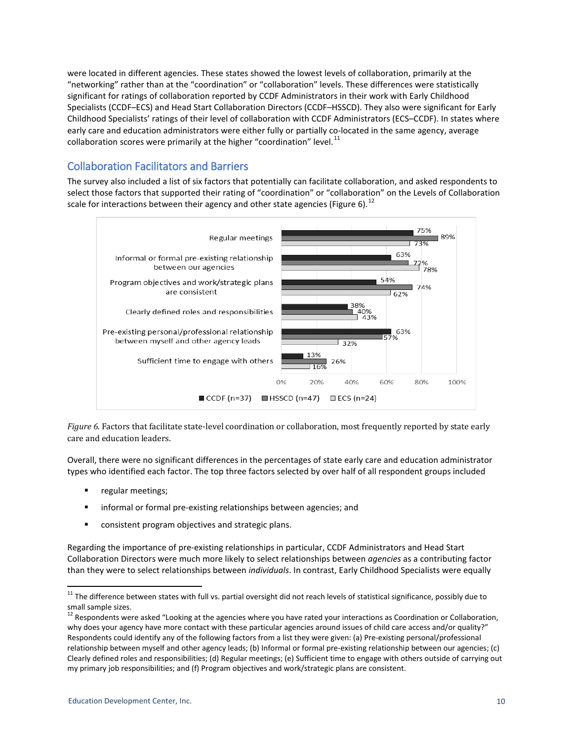were located in different agencies. These states showed the lowest levels of collaboration, primarily at the "networking" rather than at the "coordination" or "collaboration" levels. These differences were statistically significant for ratings of collaboration reported by CCDF Administrators in their work with Early Childhood Specialists (CCDF–ECS) and Head Start Collaboration Directors (CCDF–HSSCD). They also were significant for Early Childhood Specialists' ratings of their level of collaboration with CCDF Administrators (ECS–CCDF). In states where early care and education administrators were either fully or partially co-located in the same agency, average collaboration scores were primarily at the higher "coordination" level.[11]

## Collaboration Facilitators and Barriers

The survey also included a list of six factors that potentially can facilitate collaboration, and asked respondents to select those factors that supported their rating of "coordination" or "collaboration" on the Levels of Collaboration scale for interactions between their agency and other state agencies (Figure 6).[12]

| Factor | CCDF (n=37) | HSSCD (n=47) | ECS (n=24) |
|---|---|---|---|
| Regular meetings | 75% | 89% | 73% |
| Informal or formal pre-existing relationship between our agencies | 63% | 72% | 78% |
| Program objectives and work/strategic plans are consistent | 54% | 74% | 62% |
| Clearly defined roles and responsibilities | 38% | 40% | 43% |
| Pre-existing personal/professional relationship between myself and other agency leads | 63% | 57% | 32% |
| Sufficient time to engage with others | 13% | 26% | 16% |

*Figure 6.* Factors that facilitate state-level coordination or collaboration, most frequently reported by state early care and education leaders.

Overall, there were no significant differences in the percentages of state early care and education administrator types who identified each factor. The top three factors selected by over half of all respondent groups included

- regular meetings;
- informal or formal pre-existing relationships between agencies; and
- consistent program objectives and strategic plans.

Regarding the importance of pre-existing relationships in particular, CCDF Administrators and Head Start Collaboration Directors were much more likely to select relationships between *agencies* as a contributing factor than they were to select relationships between *individuals*. In contrast, Early Childhood Specialists were equally

[11] The difference between states with full vs. partial oversight did not reach levels of statistical significance, possibly due to small sample sizes.

[12] Respondents were asked "Looking at the agencies where you have rated your interactions as Coordination or Collaboration, why does your agency have more contact with these particular agencies around issues of child care access and/or quality?" Respondents could identify any of the following factors from a list they were given: (a) Pre-existing personal/professional relationship between myself and other agency leads; (b) Informal or formal pre-existing relationship between our agencies; (c) Clearly defined roles and responsibilities; (d) Regular meetings; (e) Sufficient time to engage with others outside of carrying out my primary job responsibilities; and (f) Program objectives and work/strategic plans are consistent.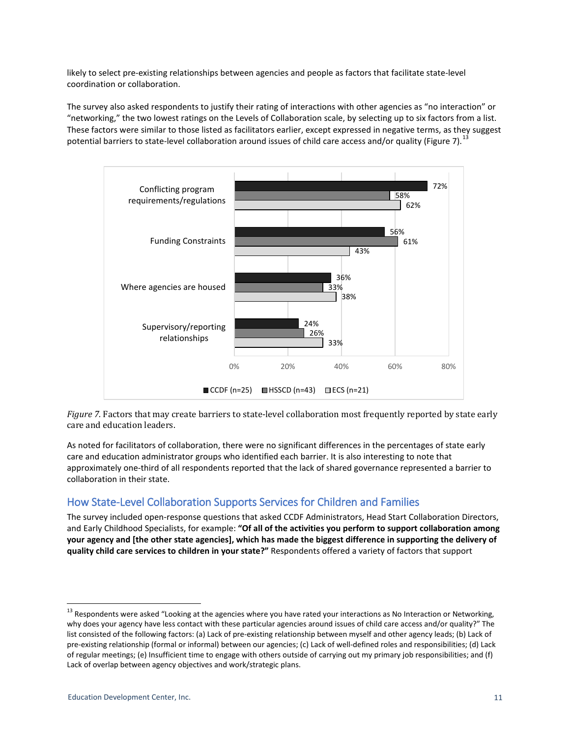likely to select pre-existing relationships between agencies and people as factors that facilitate state-level coordination or collaboration.

The survey also asked respondents to justify their rating of interactions with other agencies as "no interaction" or "networking," the two lowest ratings on the Levels of Collaboration scale, by selecting up to six factors from a list. These factors were similar to those listed as facilitators earlier, except expressed in negative terms, as they suggest potential barriers to state-level collaboration around issues of child care access and/or quality (Figure 7).[13]

| | CCDF (n=25) | HSSCD (n=43) | ECS (n=21) |
|---|---|---|---|
| Conflicting program requirements/regulations | 72% | 58% | 62% |
| Funding Constraints | 56% | 61% | 43% |
| Where agencies are housed | 36% | 33% | 38% |
| Supervisory/reporting relationships | 24% | 26% | 33% |

*Figure 7.* Factors that may create barriers to state-level collaboration most frequently reported by state early care and education leaders.

As noted for facilitators of collaboration, there were no significant differences in the percentages of state early care and education administrator groups who identified each barrier. It is also interesting to note that approximately one-third of all respondents reported that the lack of shared governance represented a barrier to collaboration in their state.

## How State-Level Collaboration Supports Services for Children and Families

The survey included open-response questions that asked CCDF Administrators, Head Start Collaboration Directors, and Early Childhood Specialists, for example: **"Of all of the activities you perform to support collaboration among your agency and [the other state agencies], which has made the biggest difference in supporting the delivery of quality child care services to children in your state?"** Respondents offered a variety of factors that support

[13] Respondents were asked "Looking at the agencies where you have rated your interactions as No Interaction or Networking, why does your agency have less contact with these particular agencies around issues of child care access and/or quality?" The list consisted of the following factors: (a) Lack of pre-existing relationship between myself and other agency leads; (b) Lack of pre-existing relationship (formal or informal) between our agencies; (c) Lack of well-defined roles and responsibilities; (d) Lack of regular meetings; (e) Insufficient time to engage with others outside of carrying out my primary job responsibilities; and (f) Lack of overlap between agency objectives and work/strategic plans.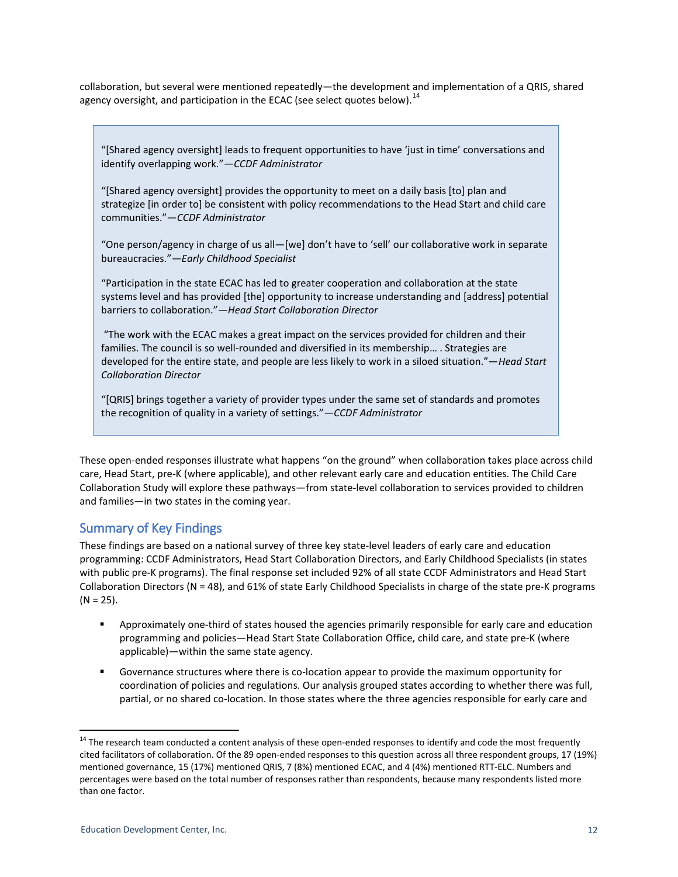collaboration, but several were mentioned repeatedly—the development and implementation of a QRIS, shared agency oversight, and participation in the ECAC (see select quotes below).[14]

> "[Shared agency oversight] leads to frequent opportunities to have 'just in time' conversations and identify overlapping work."—*CCDF Administrator*
>
> "[Shared agency oversight] provides the opportunity to meet on a daily basis [to] plan and strategize [in order to] be consistent with policy recommendations to the Head Start and child care communities."—*CCDF Administrator*
>
> "One person/agency in charge of us all—[we] don't have to 'sell' our collaborative work in separate bureaucracies."—*Early Childhood Specialist*
>
> "Participation in the state ECAC has led to greater cooperation and collaboration at the state systems level and has provided [the] opportunity to increase understanding and [address] potential barriers to collaboration."—*Head Start Collaboration Director*
>
> "The work with the ECAC makes a great impact on the services provided for children and their families. The council is so well-rounded and diversified in its membership… . Strategies are developed for the entire state, and people are less likely to work in a siloed situation."—*Head Start Collaboration Director*
>
> "[QRIS] brings together a variety of provider types under the same set of standards and promotes the recognition of quality in a variety of settings."—*CCDF Administrator*

These open-ended responses illustrate what happens "on the ground" when collaboration takes place across child care, Head Start, pre-K (where applicable), and other relevant early care and education entities. The Child Care Collaboration Study will explore these pathways—from state-level collaboration to services provided to children and families—in two states in the coming year.

## Summary of Key Findings

These findings are based on a national survey of three key state-level leaders of early care and education programming: CCDF Administrators, Head Start Collaboration Directors, and Early Childhood Specialists (in states with public pre-K programs). The final response set included 92% of all state CCDF Administrators and Head Start Collaboration Directors (N = 48), and 61% of state Early Childhood Specialists in charge of the state pre-K programs (N = 25).

- Approximately one-third of states housed the agencies primarily responsible for early care and education programming and policies—Head Start State Collaboration Office, child care, and state pre-K (where applicable)—within the same state agency.
- Governance structures where there is co-location appear to provide the maximum opportunity for coordination of policies and regulations. Our analysis grouped states according to whether there was full, partial, or no shared co-location. In those states where the three agencies responsible for early care and

[14] The research team conducted a content analysis of these open-ended responses to identify and code the most frequently cited facilitators of collaboration. Of the 89 open-ended responses to this question across all three respondent groups, 17 (19%) mentioned governance, 15 (17%) mentioned QRIS, 7 (8%) mentioned ECAC, and 4 (4%) mentioned RTT-ELC. Numbers and percentages were based on the total number of responses rather than respondents, because many respondents listed more than one factor.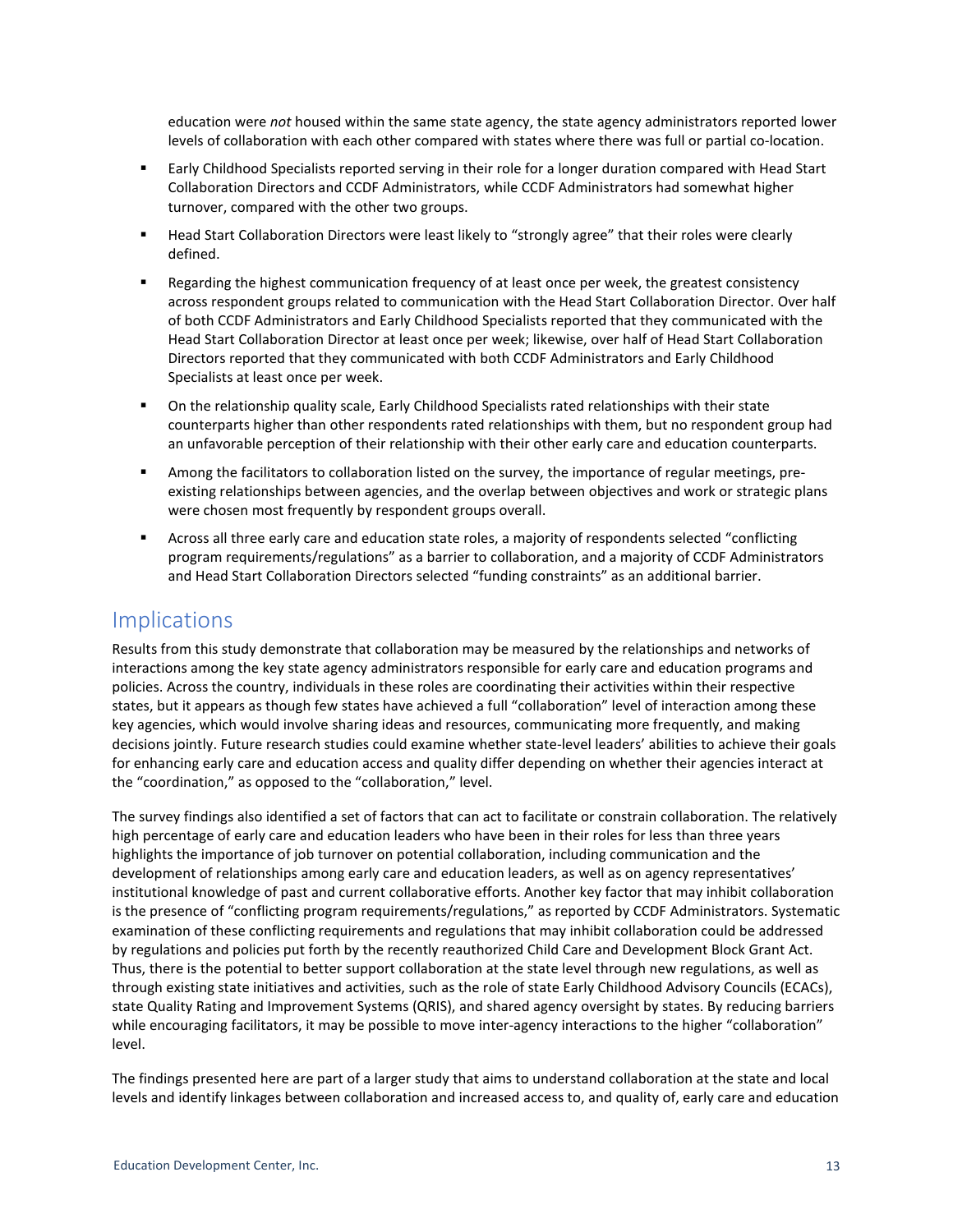education were *not* housed within the same state agency, the state agency administrators reported lower levels of collaboration with each other compared with states where there was full or partial co-location.

- Early Childhood Specialists reported serving in their role for a longer duration compared with Head Start Collaboration Directors and CCDF Administrators, while CCDF Administrators had somewhat higher turnover, compared with the other two groups.
- Head Start Collaboration Directors were least likely to "strongly agree" that their roles were clearly defined.
- Regarding the highest communication frequency of at least once per week, the greatest consistency across respondent groups related to communication with the Head Start Collaboration Director. Over half of both CCDF Administrators and Early Childhood Specialists reported that they communicated with the Head Start Collaboration Director at least once per week; likewise, over half of Head Start Collaboration Directors reported that they communicated with both CCDF Administrators and Early Childhood Specialists at least once per week.
- On the relationship quality scale, Early Childhood Specialists rated relationships with their state counterparts higher than other respondents rated relationships with them, but no respondent group had an unfavorable perception of their relationship with their other early care and education counterparts.
- Among the facilitators to collaboration listed on the survey, the importance of regular meetings, pre-existing relationships between agencies, and the overlap between objectives and work or strategic plans were chosen most frequently by respondent groups overall.
- Across all three early care and education state roles, a majority of respondents selected "conflicting program requirements/regulations" as a barrier to collaboration, and a majority of CCDF Administrators and Head Start Collaboration Directors selected "funding constraints" as an additional barrier.

## Implications

Results from this study demonstrate that collaboration may be measured by the relationships and networks of interactions among the key state agency administrators responsible for early care and education programs and policies. Across the country, individuals in these roles are coordinating their activities within their respective states, but it appears as though few states have achieved a full "collaboration" level of interaction among these key agencies, which would involve sharing ideas and resources, communicating more frequently, and making decisions jointly. Future research studies could examine whether state-level leaders' abilities to achieve their goals for enhancing early care and education access and quality differ depending on whether their agencies interact at the "coordination," as opposed to the "collaboration," level.

The survey findings also identified a set of factors that can act to facilitate or constrain collaboration. The relatively high percentage of early care and education leaders who have been in their roles for less than three years highlights the importance of job turnover on potential collaboration, including communication and the development of relationships among early care and education leaders, as well as on agency representatives' institutional knowledge of past and current collaborative efforts. Another key factor that may inhibit collaboration is the presence of "conflicting program requirements/regulations," as reported by CCDF Administrators. Systematic examination of these conflicting requirements and regulations that may inhibit collaboration could be addressed by regulations and policies put forth by the recently reauthorized Child Care and Development Block Grant Act. Thus, there is the potential to better support collaboration at the state level through new regulations, as well as through existing state initiatives and activities, such as the role of state Early Childhood Advisory Councils (ECACs), state Quality Rating and Improvement Systems (QRIS), and shared agency oversight by states. By reducing barriers while encouraging facilitators, it may be possible to move inter-agency interactions to the higher "collaboration" level.

The findings presented here are part of a larger study that aims to understand collaboration at the state and local levels and identify linkages between collaboration and increased access to, and quality of, early care and education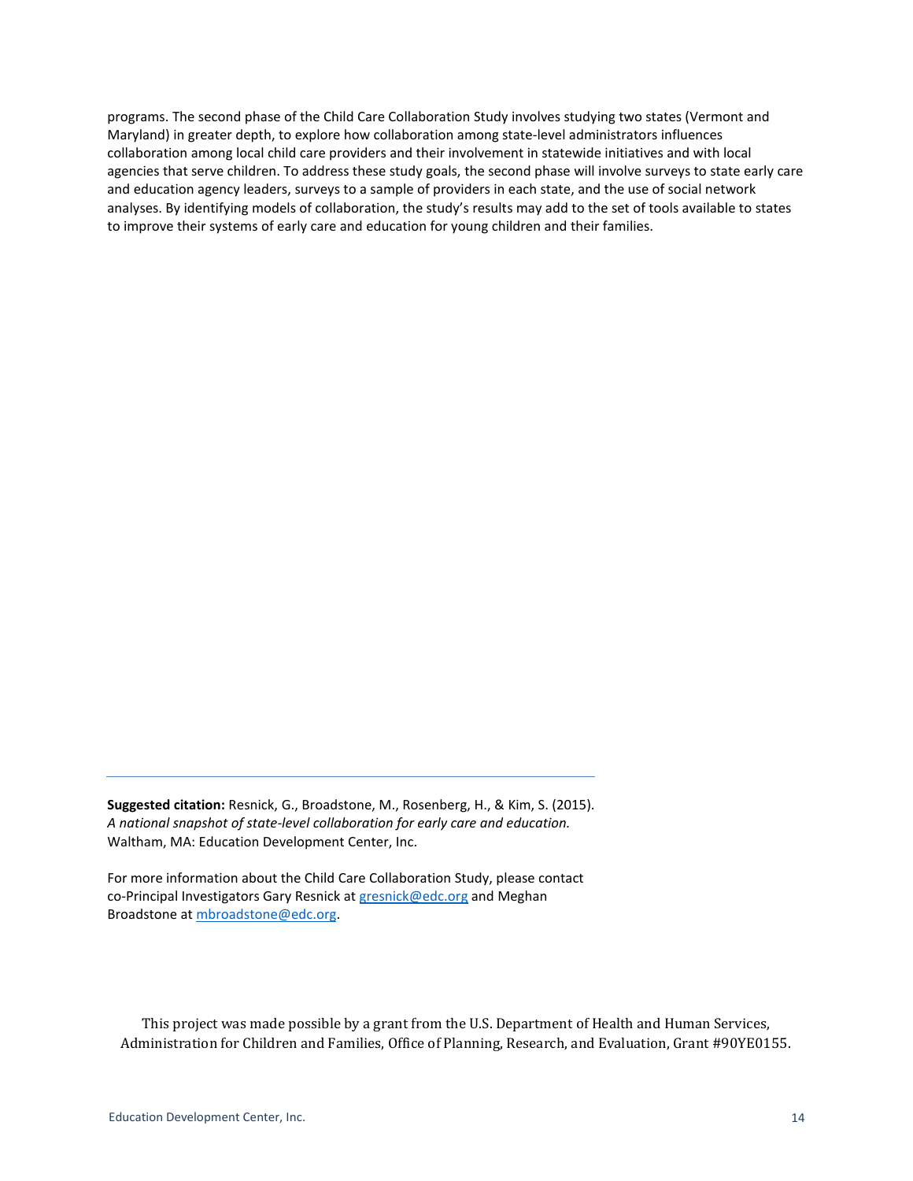programs. The second phase of the Child Care Collaboration Study involves studying two states (Vermont and Maryland) in greater depth, to explore how collaboration among state-level administrators influences collaboration among local child care providers and their involvement in statewide initiatives and with local agencies that serve children. To address these study goals, the second phase will involve surveys to state early care and education agency leaders, surveys to a sample of providers in each state, and the use of social network analyses. By identifying models of collaboration, the study's results may add to the set of tools available to states to improve their systems of early care and education for young children and their families.

---

**Suggested citation:** Resnick, G., Broadstone, M., Rosenberg, H., & Kim, S. (2015). *A national snapshot of state-level collaboration for early care and education.* Waltham, MA: Education Development Center, Inc.

For more information about the Child Care Collaboration Study, please contact co-Principal Investigators Gary Resnick at gresnick@edc.org and Meghan Broadstone at mbroadstone@edc.org.

This project was made possible by a grant from the U.S. Department of Health and Human Services, Administration for Children and Families, Office of Planning, Research, and Evaluation, Grant #90YE0155.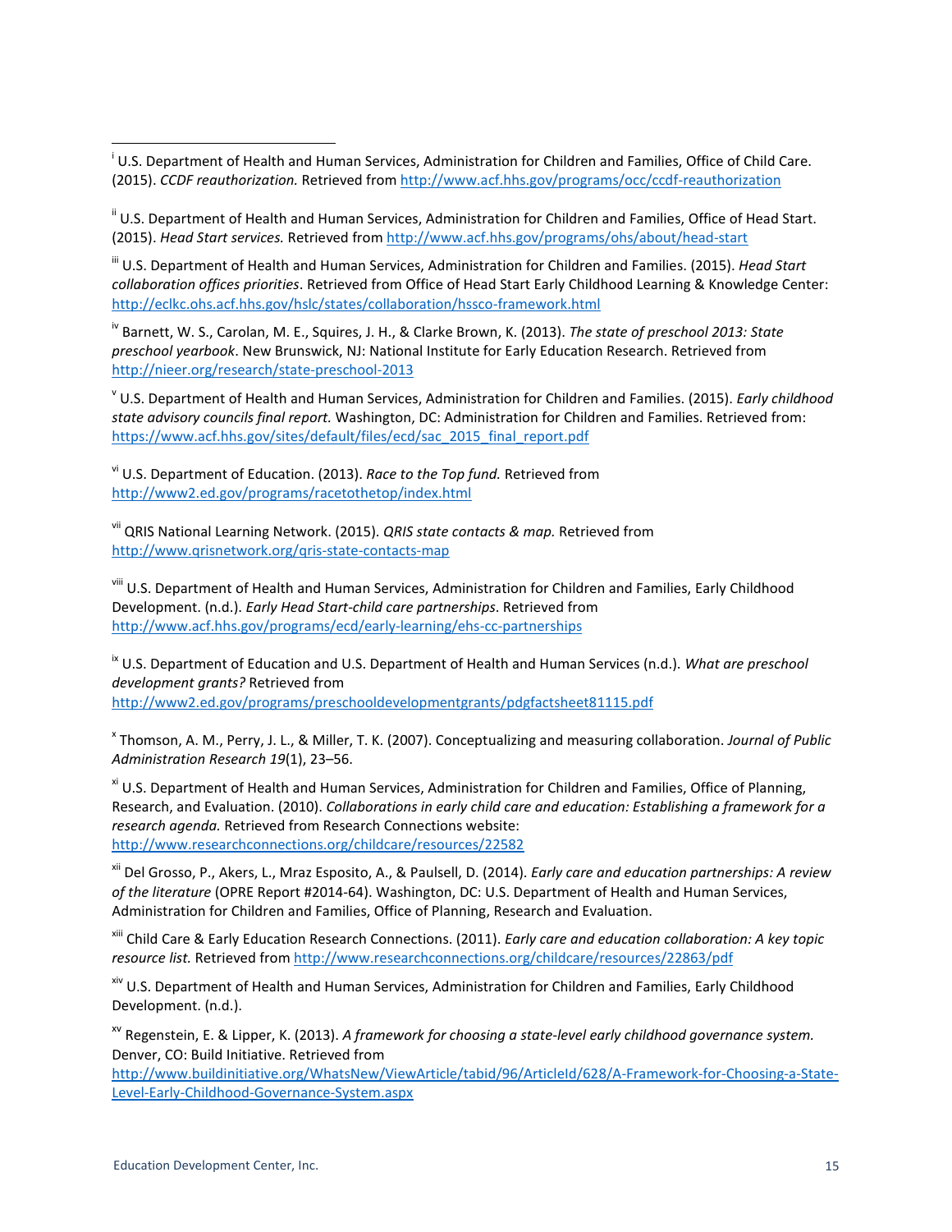[i] U.S. Department of Health and Human Services, Administration for Children and Families, Office of Child Care. (2015). *CCDF reauthorization.* Retrieved from http://www.acf.hhs.gov/programs/occ/ccdf-reauthorization

[ii] U.S. Department of Health and Human Services, Administration for Children and Families, Office of Head Start. (2015). *Head Start services.* Retrieved from http://www.acf.hhs.gov/programs/ohs/about/head-start

[iii] U.S. Department of Health and Human Services, Administration for Children and Families. (2015). *Head Start collaboration offices priorities*. Retrieved from Office of Head Start Early Childhood Learning & Knowledge Center: http://eclkc.ohs.acf.hhs.gov/hslc/states/collaboration/hssco-framework.html

[iv] Barnett, W. S., Carolan, M. E., Squires, J. H., & Clarke Brown, K. (2013). *The state of preschool 2013: State preschool yearbook*. New Brunswick, NJ: National Institute for Early Education Research. Retrieved from http://nieer.org/research/state-preschool-2013

[v] U.S. Department of Health and Human Services, Administration for Children and Families. (2015). *Early childhood state advisory councils final report.* Washington, DC: Administration for Children and Families. Retrieved from: https://www.acf.hhs.gov/sites/default/files/ecd/sac_2015_final_report.pdf

[vi] U.S. Department of Education. (2013). *Race to the Top fund.* Retrieved from http://www2.ed.gov/programs/racetothetop/index.html

[vii] QRIS National Learning Network. (2015). *QRIS state contacts & map.* Retrieved from http://www.qrisnetwork.org/qris-state-contacts-map

[viii] U.S. Department of Health and Human Services, Administration for Children and Families, Early Childhood Development. (n.d.). *Early Head Start-child care partnerships*. Retrieved from http://www.acf.hhs.gov/programs/ecd/early-learning/ehs-cc-partnerships

[ix] U.S. Department of Education and U.S. Department of Health and Human Services (n.d.). *What are preschool development grants?* Retrieved from http://www2.ed.gov/programs/preschooldevelopmentgrants/pdgfactsheet81115.pdf

[x] Thomson, A. M., Perry, J. L., & Miller, T. K. (2007). Conceptualizing and measuring collaboration. *Journal of Public Administration Research 19*(1), 23–56.

[xi] U.S. Department of Health and Human Services, Administration for Children and Families, Office of Planning, Research, and Evaluation. (2010). *Collaborations in early child care and education: Establishing a framework for a research agenda.* Retrieved from Research Connections website: http://www.researchconnections.org/childcare/resources/22582

[xii] Del Grosso, P., Akers, L., Mraz Esposito, A., & Paulsell, D. (2014). *Early care and education partnerships: A review of the literature* (OPRE Report #2014-64). Washington, DC: U.S. Department of Health and Human Services, Administration for Children and Families, Office of Planning, Research and Evaluation.

[xiii] Child Care & Early Education Research Connections. (2011). *Early care and education collaboration: A key topic resource list.* Retrieved from http://www.researchconnections.org/childcare/resources/22863/pdf

[xiv] U.S. Department of Health and Human Services, Administration for Children and Families, Early Childhood Development. (n.d.).

[xv] Regenstein, E. & Lipper, K. (2013). *A framework for choosing a state-level early childhood governance system.* Denver, CO: Build Initiative. Retrieved from http://www.buildinitiative.org/WhatsNew/ViewArticle/tabid/96/ArticleId/628/A-Framework-for-Choosing-a-State-Level-Early-Childhood-Governance-System.aspx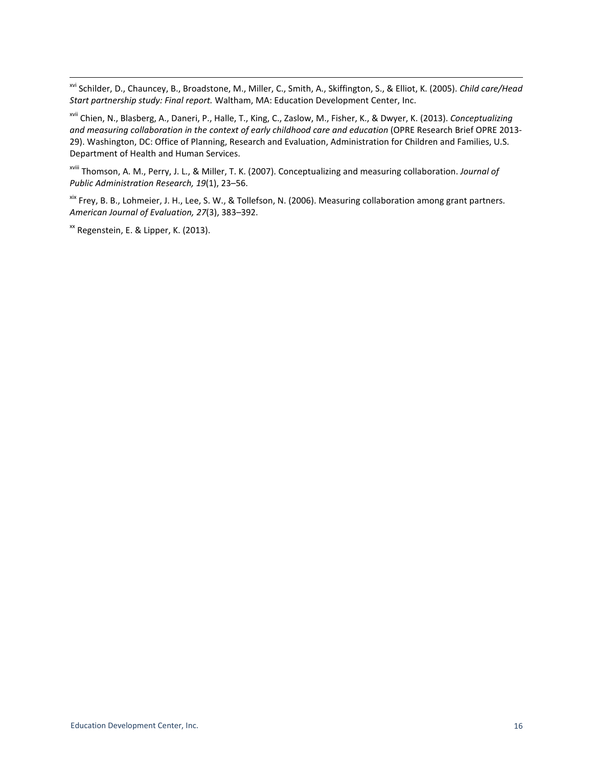[xvi] Schilder, D., Chauncey, B., Broadstone, M., Miller, C., Smith, A., Skiffington, S., & Elliot, K. (2005). *Child care/Head Start partnership study: Final report.* Waltham, MA: Education Development Center, Inc.

[xvii] Chien, N., Blasberg, A., Daneri, P., Halle, T., King, C., Zaslow, M., Fisher, K., & Dwyer, K. (2013). *Conceptualizing and measuring collaboration in the context of early childhood care and education* (OPRE Research Brief OPRE 2013-29). Washington, DC: Office of Planning, Research and Evaluation, Administration for Children and Families, U.S. Department of Health and Human Services.

[xviii] Thomson, A. M., Perry, J. L., & Miller, T. K. (2007). Conceptualizing and measuring collaboration. *Journal of Public Administration Research, 19*(1), 23–56.

[xix] Frey, B. B., Lohmeier, J. H., Lee, S. W., & Tollefson, N. (2006). Measuring collaboration among grant partners. *American Journal of Evaluation, 27*(3), 383–392.

[xx] Regenstein, E. & Lipper, K. (2013).